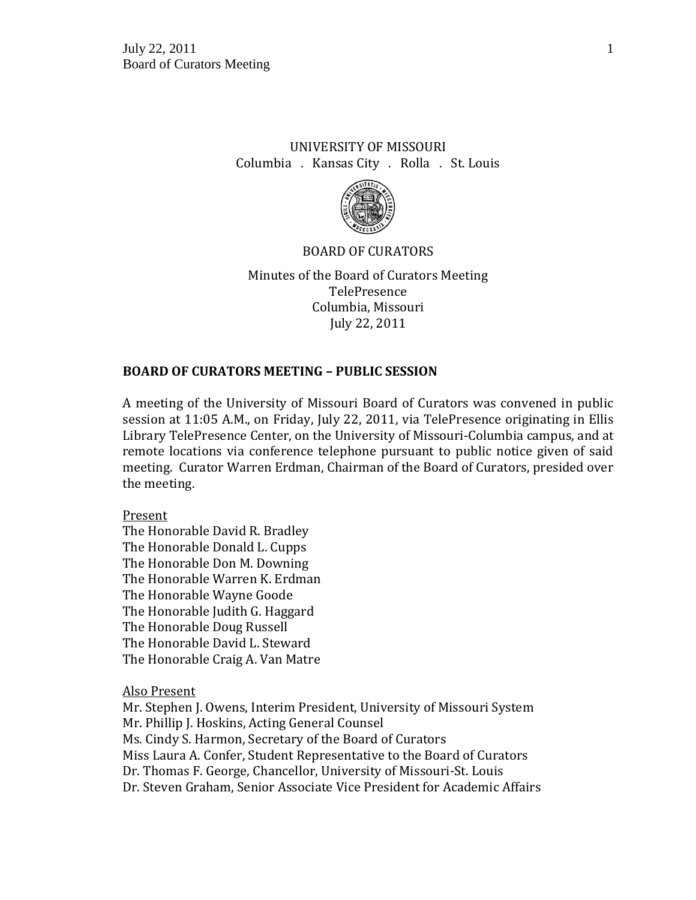UNIVERSITY OF MISSOURI
Columbia . Kansas City . Rolla . St. Louis

BOARD OF CURATORS

Minutes of the Board of Curators Meeting
TelePresence
Columbia, Missouri
July 22, 2011

## BOARD OF CURATORS MEETING – PUBLIC SESSION

A meeting of the University of Missouri Board of Curators was convened in public session at 11:05 A.M., on Friday, July 22, 2011, via TelePresence originating in Ellis Library TelePresence Center, on the University of Missouri-Columbia campus, and at remote locations via conference telephone pursuant to public notice given of said meeting. Curator Warren Erdman, Chairman of the Board of Curators, presided over the meeting.

Present
The Honorable David R. Bradley
The Honorable Donald L. Cupps
The Honorable Don M. Downing
The Honorable Warren K. Erdman
The Honorable Wayne Goode
The Honorable Judith G. Haggard
The Honorable Doug Russell
The Honorable David L. Steward
The Honorable Craig A. Van Matre

Also Present
Mr. Stephen J. Owens, Interim President, University of Missouri System
Mr. Phillip J. Hoskins, Acting General Counsel
Ms. Cindy S. Harmon, Secretary of the Board of Curators
Miss Laura A. Confer, Student Representative to the Board of Curators
Dr. Thomas F. George, Chancellor, University of Missouri-St. Louis
Dr. Steven Graham, Senior Associate Vice President for Academic Affairs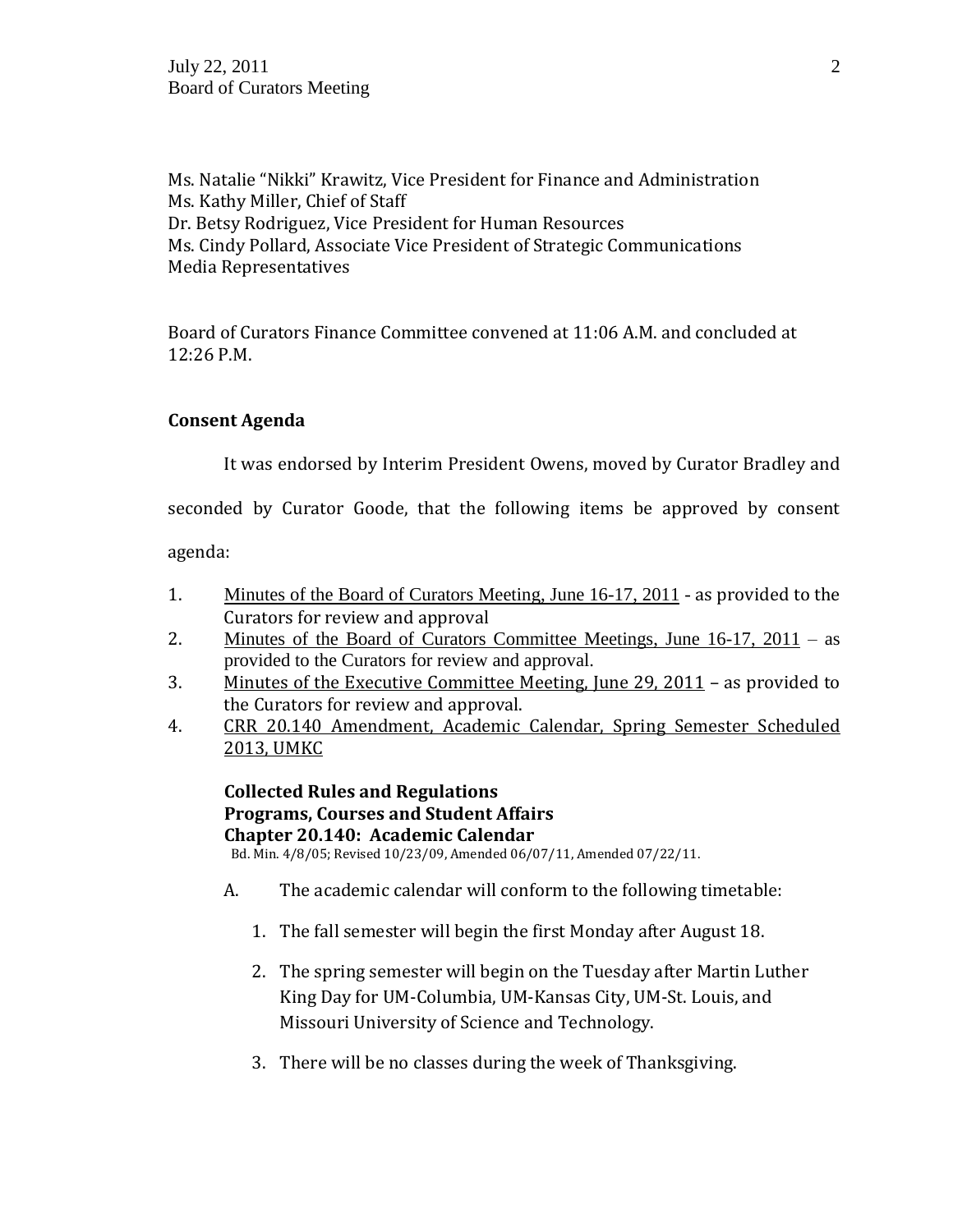Ms. Natalie "Nikki" Krawitz, Vice President for Finance and Administration
Ms. Kathy Miller, Chief of Staff
Dr. Betsy Rodriguez, Vice President for Human Resources
Ms. Cindy Pollard, Associate Vice President of Strategic Communications
Media Representatives

Board of Curators Finance Committee convened at 11:06 A.M. and concluded at 12:26 P.M.

**Consent Agenda**

It was endorsed by Interim President Owens, moved by Curator Bradley and seconded by Curator Goode, that the following items be approved by consent agenda:

1. Minutes of the Board of Curators Meeting, June 16-17, 2011 - as provided to the Curators for review and approval
2. Minutes of the Board of Curators Committee Meetings, June 16-17, 2011 – as provided to the Curators for review and approval.
3. Minutes of the Executive Committee Meeting, June 29, 2011 – as provided to the Curators for review and approval.
4. CRR 20.140 Amendment, Academic Calendar, Spring Semester Scheduled 2013, UMKC

**Collected Rules and Regulations**
**Programs, Courses and Student Affairs**
**Chapter 20.140: Academic Calendar**
Bd. Min. 4/8/05; Revised 10/23/09, Amended 06/07/11, Amended 07/22/11.

A. The academic calendar will conform to the following timetable:

1. The fall semester will begin the first Monday after August 18.
2. The spring semester will begin on the Tuesday after Martin Luther King Day for UM-Columbia, UM-Kansas City, UM-St. Louis, and Missouri University of Science and Technology.
3. There will be no classes during the week of Thanksgiving.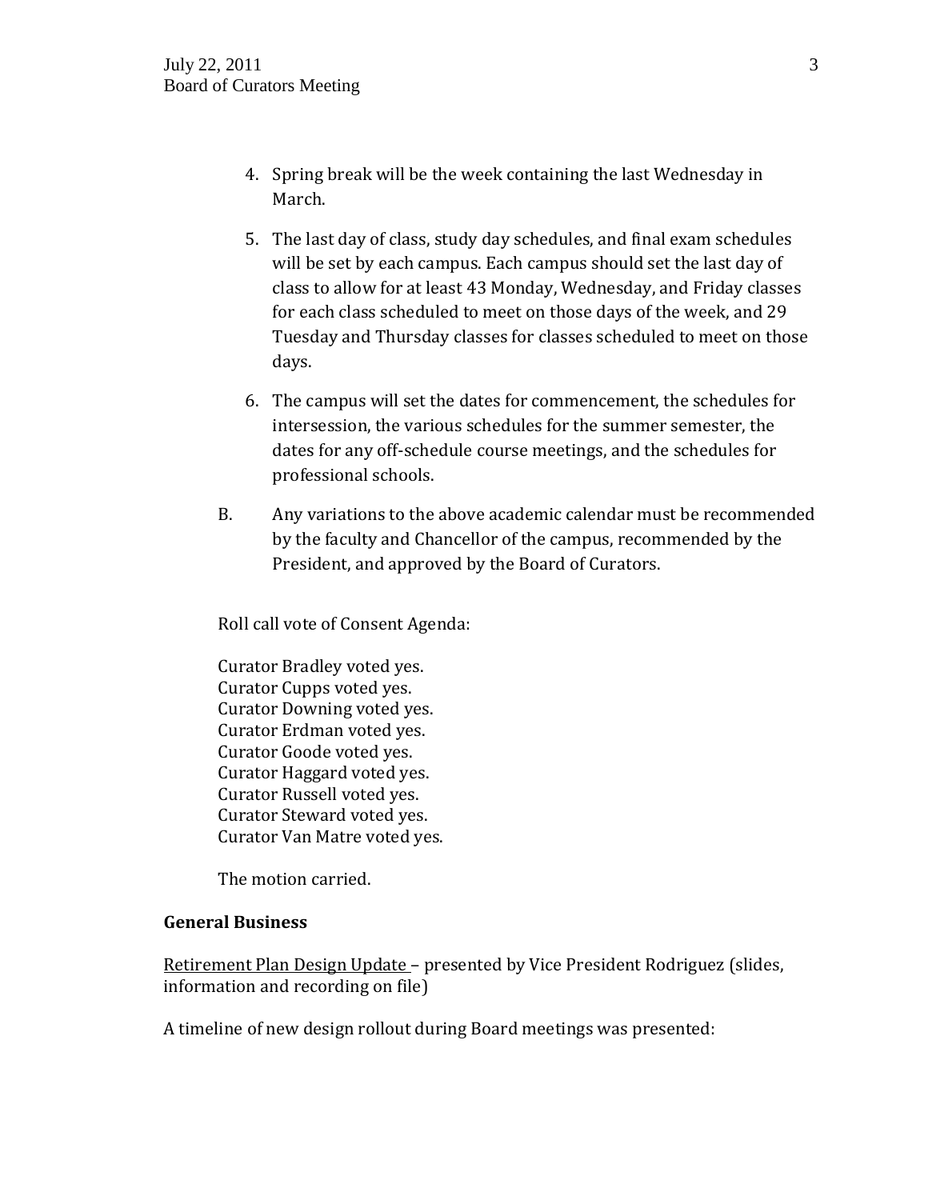4. Spring break will be the week containing the last Wednesday in March.

5. The last day of class, study day schedules, and final exam schedules will be set by each campus. Each campus should set the last day of class to allow for at least 43 Monday, Wednesday, and Friday classes for each class scheduled to meet on those days of the week, and 29 Tuesday and Thursday classes for classes scheduled to meet on those days.

6. The campus will set the dates for commencement, the schedules for intersession, the various schedules for the summer semester, the dates for any off-schedule course meetings, and the schedules for professional schools.

B. Any variations to the above academic calendar must be recommended by the faculty and Chancellor of the campus, recommended by the President, and approved by the Board of Curators.

Roll call vote of Consent Agenda:

Curator Bradley voted yes.
Curator Cupps voted yes.
Curator Downing voted yes.
Curator Erdman voted yes.
Curator Goode voted yes.
Curator Haggard voted yes.
Curator Russell voted yes.
Curator Steward voted yes.
Curator Van Matre voted yes.

The motion carried.

**General Business**

Retirement Plan Design Update – presented by Vice President Rodriguez (slides, information and recording on file)

A timeline of new design rollout during Board meetings was presented: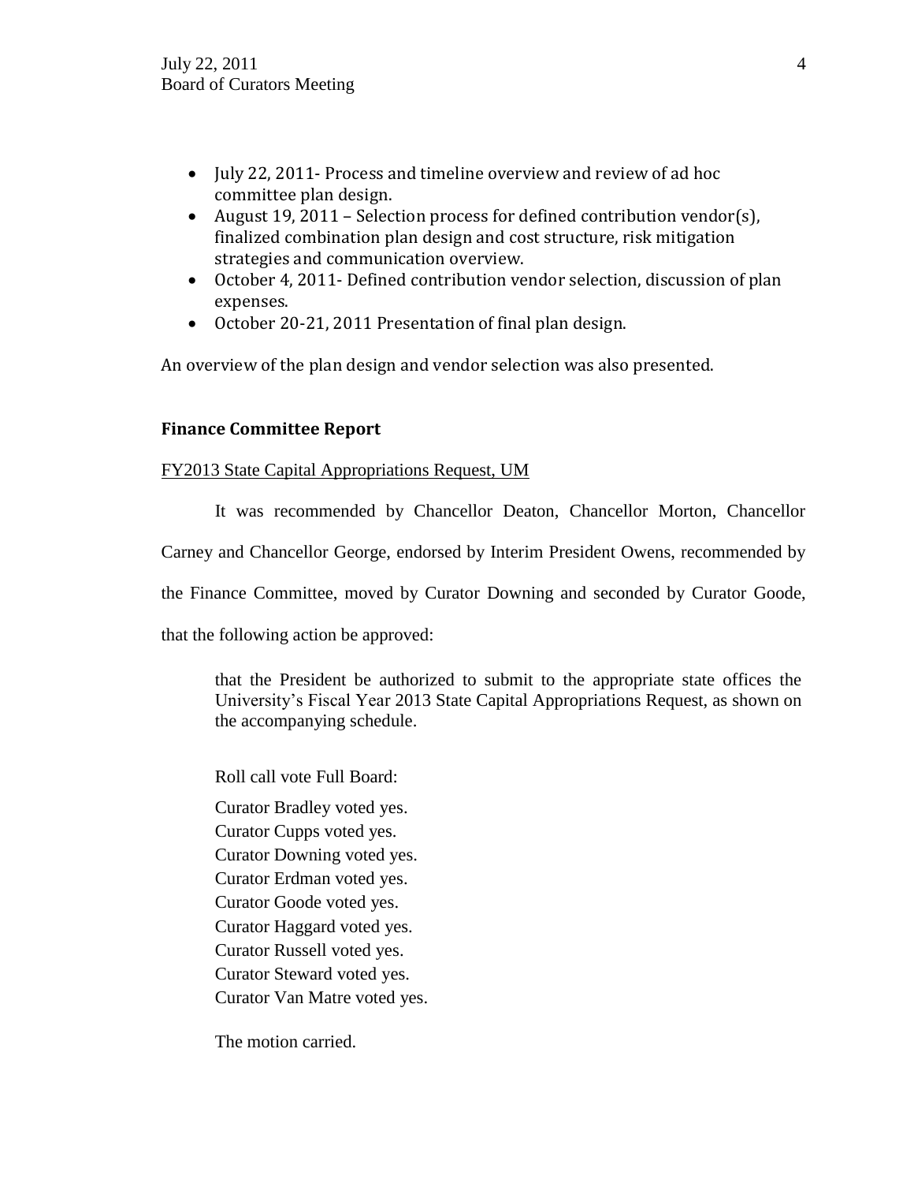- July 22, 2011- Process and timeline overview and review of ad hoc committee plan design.
- August 19, 2011 – Selection process for defined contribution vendor(s), finalized combination plan design and cost structure, risk mitigation strategies and communication overview.
- October 4, 2011- Defined contribution vendor selection, discussion of plan expenses.
- October 20-21, 2011 Presentation of final plan design.

An overview of the plan design and vendor selection was also presented.

## Finance Committee Report

FY2013 State Capital Appropriations Request, UM

It was recommended by Chancellor Deaton, Chancellor Morton, Chancellor Carney and Chancellor George, endorsed by Interim President Owens, recommended by the Finance Committee, moved by Curator Downing and seconded by Curator Goode, that the following action be approved:

> that the President be authorized to submit to the appropriate state offices the University's Fiscal Year 2013 State Capital Appropriations Request, as shown on the accompanying schedule.
>
> Roll call vote Full Board:
>
> Curator Bradley voted yes.
> Curator Cupps voted yes.
> Curator Downing voted yes.
> Curator Erdman voted yes.
> Curator Goode voted yes.
> Curator Haggard voted yes.
> Curator Russell voted yes.
> Curator Steward voted yes.
> Curator Van Matre voted yes.
>
> The motion carried.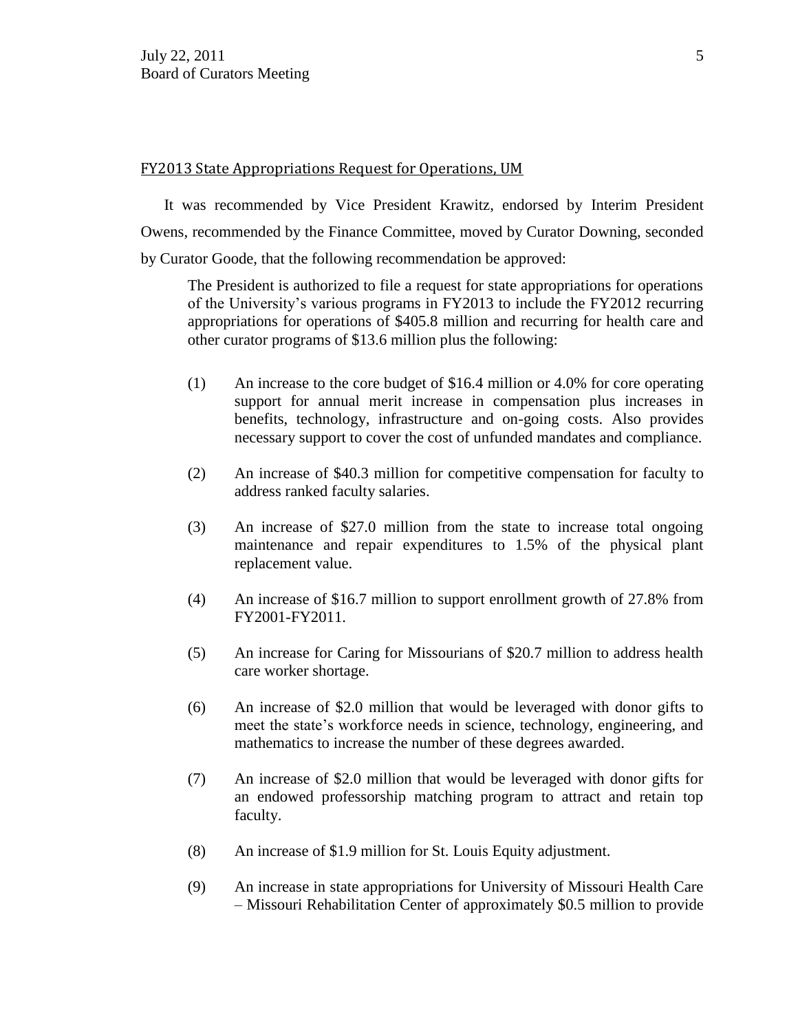## FY2013 State Appropriations Request for Operations, UM

It was recommended by Vice President Krawitz, endorsed by Interim President Owens, recommended by the Finance Committee, moved by Curator Downing, seconded by Curator Goode, that the following recommendation be approved:

> The President is authorized to file a request for state appropriations for operations of the University's various programs in FY2013 to include the FY2012 recurring appropriations for operations of $405.8 million and recurring for health care and other curator programs of $13.6 million plus the following:
>
> (1) An increase to the core budget of $16.4 million or 4.0% for core operating support for annual merit increase in compensation plus increases in benefits, technology, infrastructure and on-going costs. Also provides necessary support to cover the cost of unfunded mandates and compliance.
>
> (2) An increase of $40.3 million for competitive compensation for faculty to address ranked faculty salaries.
>
> (3) An increase of $27.0 million from the state to increase total ongoing maintenance and repair expenditures to 1.5% of the physical plant replacement value.
>
> (4) An increase of $16.7 million to support enrollment growth of 27.8% from FY2001-FY2011.
>
> (5) An increase for Caring for Missourians of $20.7 million to address health care worker shortage.
>
> (6) An increase of $2.0 million that would be leveraged with donor gifts to meet the state's workforce needs in science, technology, engineering, and mathematics to increase the number of these degrees awarded.
>
> (7) An increase of $2.0 million that would be leveraged with donor gifts for an endowed professorship matching program to attract and retain top faculty.
>
> (8) An increase of $1.9 million for St. Louis Equity adjustment.
>
> (9) An increase in state appropriations for University of Missouri Health Care – Missouri Rehabilitation Center of approximately $0.5 million to provide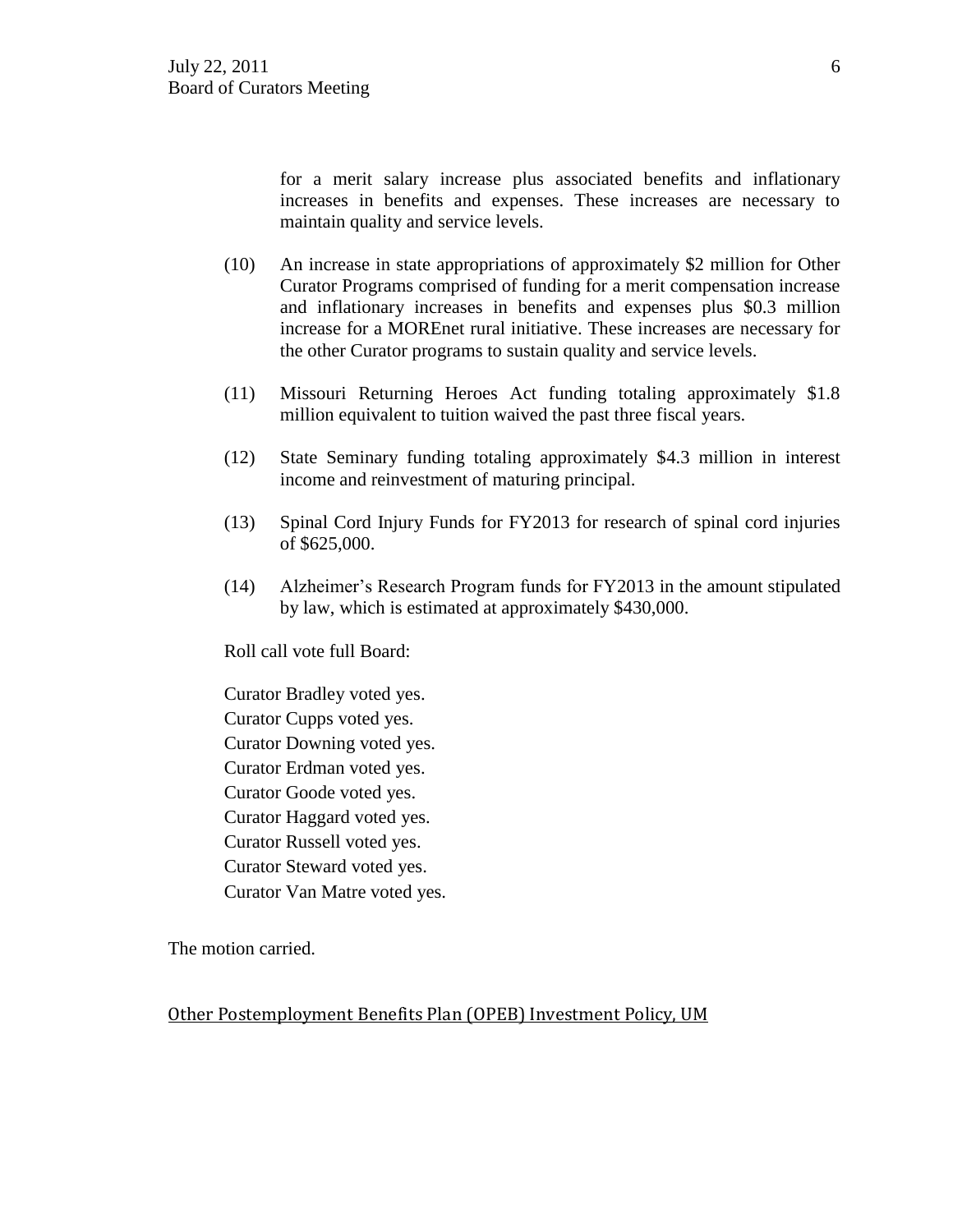for a merit salary increase plus associated benefits and inflationary increases in benefits and expenses. These increases are necessary to maintain quality and service levels.

(10) An increase in state appropriations of approximately $2 million for Other Curator Programs comprised of funding for a merit compensation increase and inflationary increases in benefits and expenses plus $0.3 million increase for a MOREnet rural initiative. These increases are necessary for the other Curator programs to sustain quality and service levels.

(11) Missouri Returning Heroes Act funding totaling approximately $1.8 million equivalent to tuition waived the past three fiscal years.

(12) State Seminary funding totaling approximately $4.3 million in interest income and reinvestment of maturing principal.

(13) Spinal Cord Injury Funds for FY2013 for research of spinal cord injuries of $625,000.

(14) Alzheimer's Research Program funds for FY2013 in the amount stipulated by law, which is estimated at approximately $430,000.

Roll call vote full Board:

Curator Bradley voted yes.
Curator Cupps voted yes.
Curator Downing voted yes.
Curator Erdman voted yes.
Curator Goode voted yes.
Curator Haggard voted yes.
Curator Russell voted yes.
Curator Steward voted yes.
Curator Van Matre voted yes.

The motion carried.

Other Postemployment Benefits Plan (OPEB) Investment Policy, UM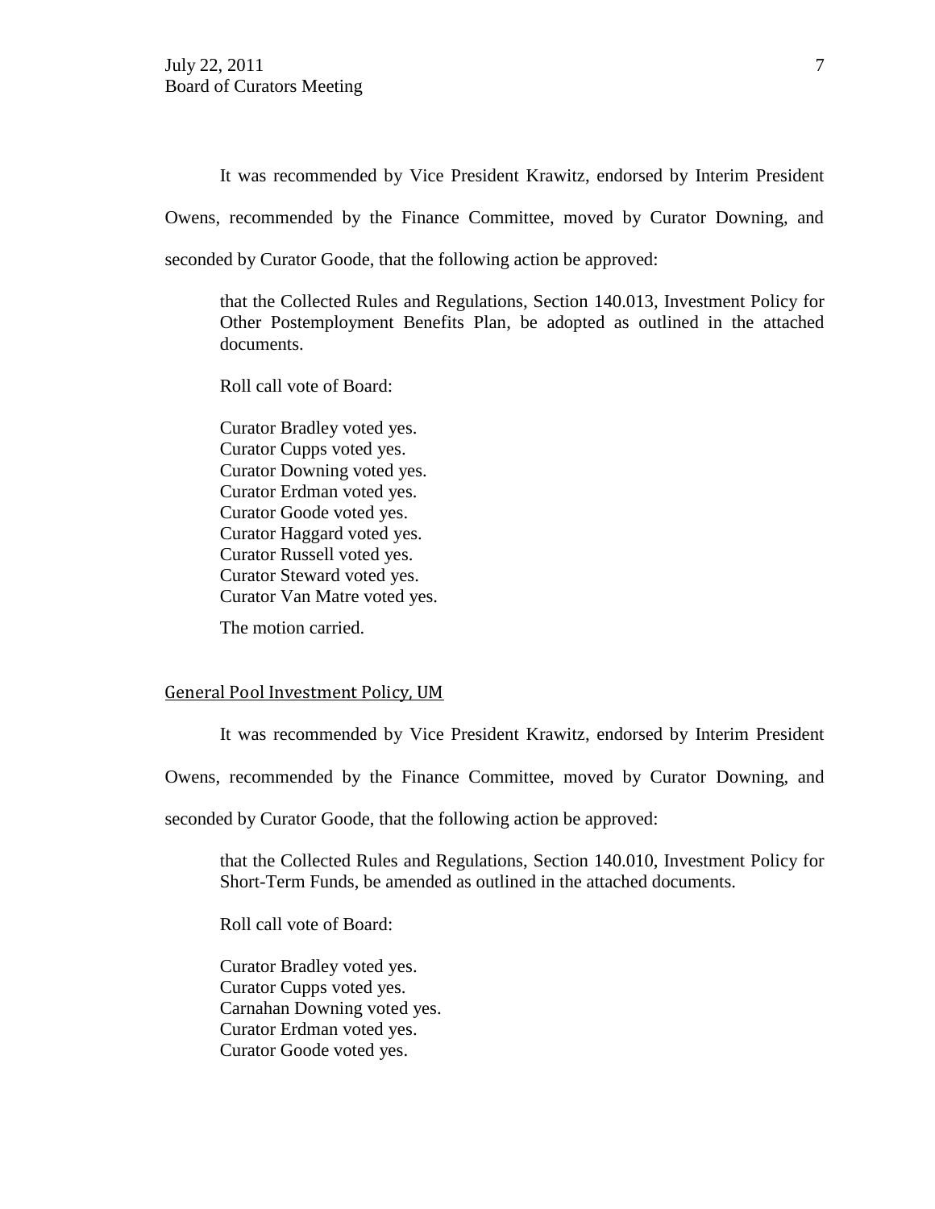It was recommended by Vice President Krawitz, endorsed by Interim President Owens, recommended by the Finance Committee, moved by Curator Downing, and seconded by Curator Goode, that the following action be approved:

> that the Collected Rules and Regulations, Section 140.013, Investment Policy for Other Postemployment Benefits Plan, be adopted as outlined in the attached documents.
>
> Roll call vote of Board:
>
> Curator Bradley voted yes.
> Curator Cupps voted yes.
> Curator Downing voted yes.
> Curator Erdman voted yes.
> Curator Goode voted yes.
> Curator Haggard voted yes.
> Curator Russell voted yes.
> Curator Steward voted yes.
> Curator Van Matre voted yes.
>
> The motion carried.

General Pool Investment Policy, UM

It was recommended by Vice President Krawitz, endorsed by Interim President Owens, recommended by the Finance Committee, moved by Curator Downing, and seconded by Curator Goode, that the following action be approved:

> that the Collected Rules and Regulations, Section 140.010, Investment Policy for Short-Term Funds, be amended as outlined in the attached documents.
>
> Roll call vote of Board:
>
> Curator Bradley voted yes.
> Curator Cupps voted yes.
> Carnahan Downing voted yes.
> Curator Erdman voted yes.
> Curator Goode voted yes.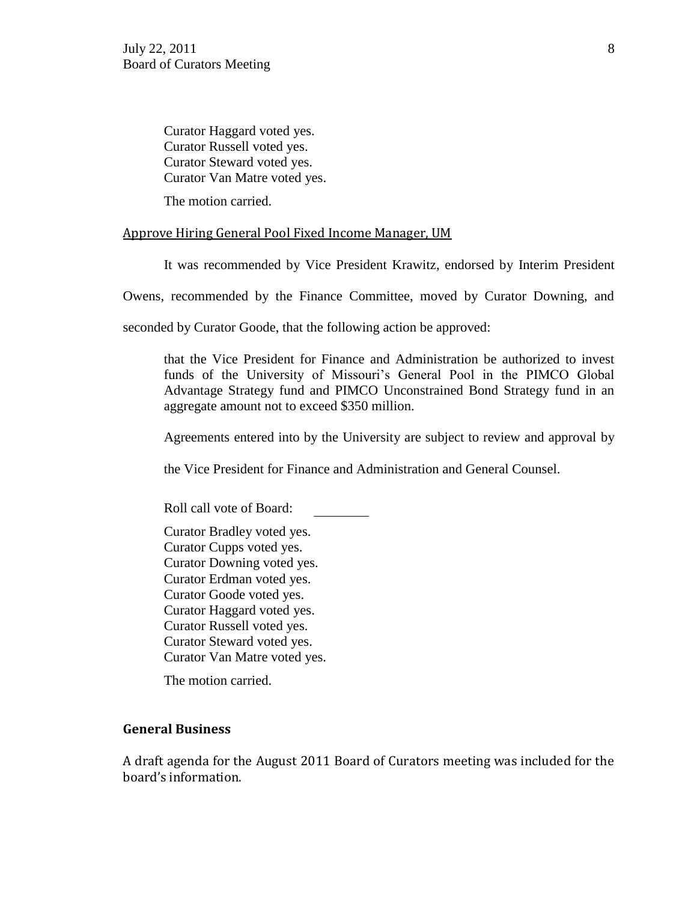Curator Haggard voted yes.
Curator Russell voted yes.
Curator Steward voted yes.
Curator Van Matre voted yes.

The motion carried.

Approve Hiring General Pool Fixed Income Manager, UM

It was recommended by Vice President Krawitz, endorsed by Interim President Owens, recommended by the Finance Committee, moved by Curator Downing, and seconded by Curator Goode, that the following action be approved:

> that the Vice President for Finance and Administration be authorized to invest funds of the University of Missouri's General Pool in the PIMCO Global Advantage Strategy fund and PIMCO Unconstrained Bond Strategy fund in an aggregate amount not to exceed $350 million.
>
> Agreements entered into by the University are subject to review and approval by the Vice President for Finance and Administration and General Counsel.

Roll call vote of Board:

Curator Bradley voted yes.
Curator Cupps voted yes.
Curator Downing voted yes.
Curator Erdman voted yes.
Curator Goode voted yes.
Curator Haggard voted yes.
Curator Russell voted yes.
Curator Steward voted yes.
Curator Van Matre voted yes.

The motion carried.

## General Business

A draft agenda for the August 2011 Board of Curators meeting was included for the board's information.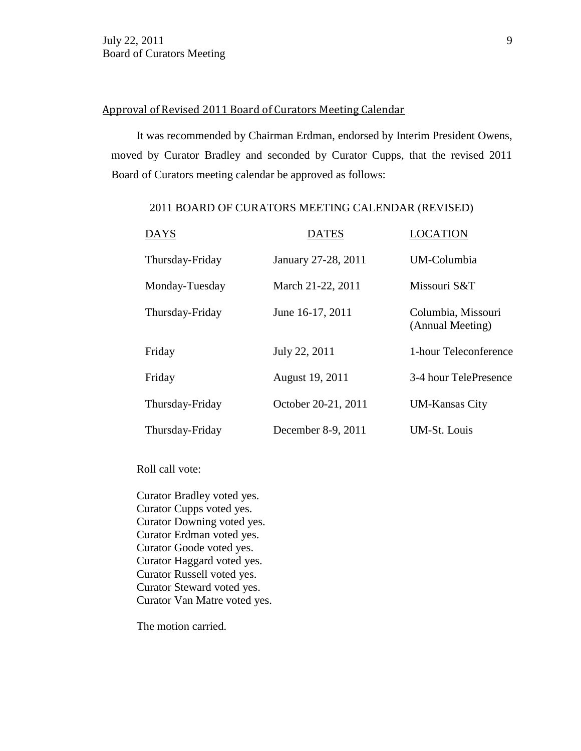## Approval of Revised 2011 Board of Curators Meeting Calendar

It was recommended by Chairman Erdman, endorsed by Interim President Owens, moved by Curator Bradley and seconded by Curator Cupps, that the revised 2011 Board of Curators meeting calendar be approved as follows:

2011 BOARD OF CURATORS MEETING CALENDAR (REVISED)

| DAYS | DATES | LOCATION |
|---|---|---|
| Thursday-Friday | January 27-28, 2011 | UM-Columbia |
| Monday-Tuesday | March 21-22, 2011 | Missouri S&T |
| Thursday-Friday | June 16-17, 2011 | Columbia, Missouri (Annual Meeting) |
| Friday | July 22, 2011 | 1-hour Teleconference |
| Friday | August 19, 2011 | 3-4 hour TelePresence |
| Thursday-Friday | October 20-21, 2011 | UM-Kansas City |
| Thursday-Friday | December 8-9, 2011 | UM-St. Louis |

Roll call vote:

Curator Bradley voted yes.
Curator Cupps voted yes.
Curator Downing voted yes.
Curator Erdman voted yes.
Curator Goode voted yes.
Curator Haggard voted yes.
Curator Russell voted yes.
Curator Steward voted yes.
Curator Van Matre voted yes.

The motion carried.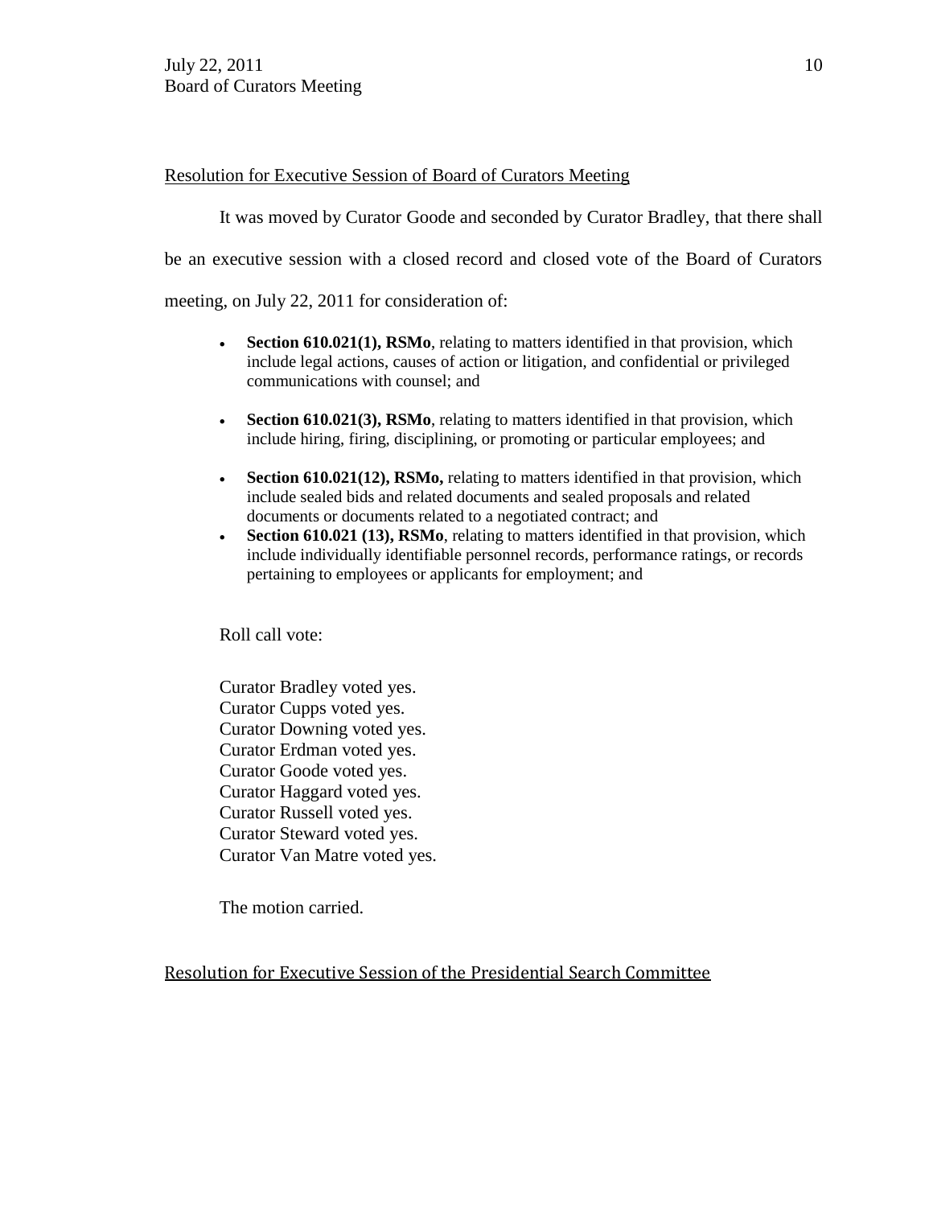Resolution for Executive Session of Board of Curators Meeting

It was moved by Curator Goode and seconded by Curator Bradley, that there shall be an executive session with a closed record and closed vote of the Board of Curators meeting, on July 22, 2011 for consideration of:

- **Section 610.021(1), RSMo**, relating to matters identified in that provision, which include legal actions, causes of action or litigation, and confidential or privileged communications with counsel; and
- **Section 610.021(3), RSMo**, relating to matters identified in that provision, which include hiring, firing, disciplining, or promoting or particular employees; and
- **Section 610.021(12), RSMo,** relating to matters identified in that provision, which include sealed bids and related documents and sealed proposals and related documents or documents related to a negotiated contract; and
- **Section 610.021 (13), RSMo**, relating to matters identified in that provision, which include individually identifiable personnel records, performance ratings, or records pertaining to employees or applicants for employment; and

Roll call vote:

Curator Bradley voted yes.
Curator Cupps voted yes.
Curator Downing voted yes.
Curator Erdman voted yes.
Curator Goode voted yes.
Curator Haggard voted yes.
Curator Russell voted yes.
Curator Steward voted yes.
Curator Van Matre voted yes.

The motion carried.

Resolution for Executive Session of the Presidential Search Committee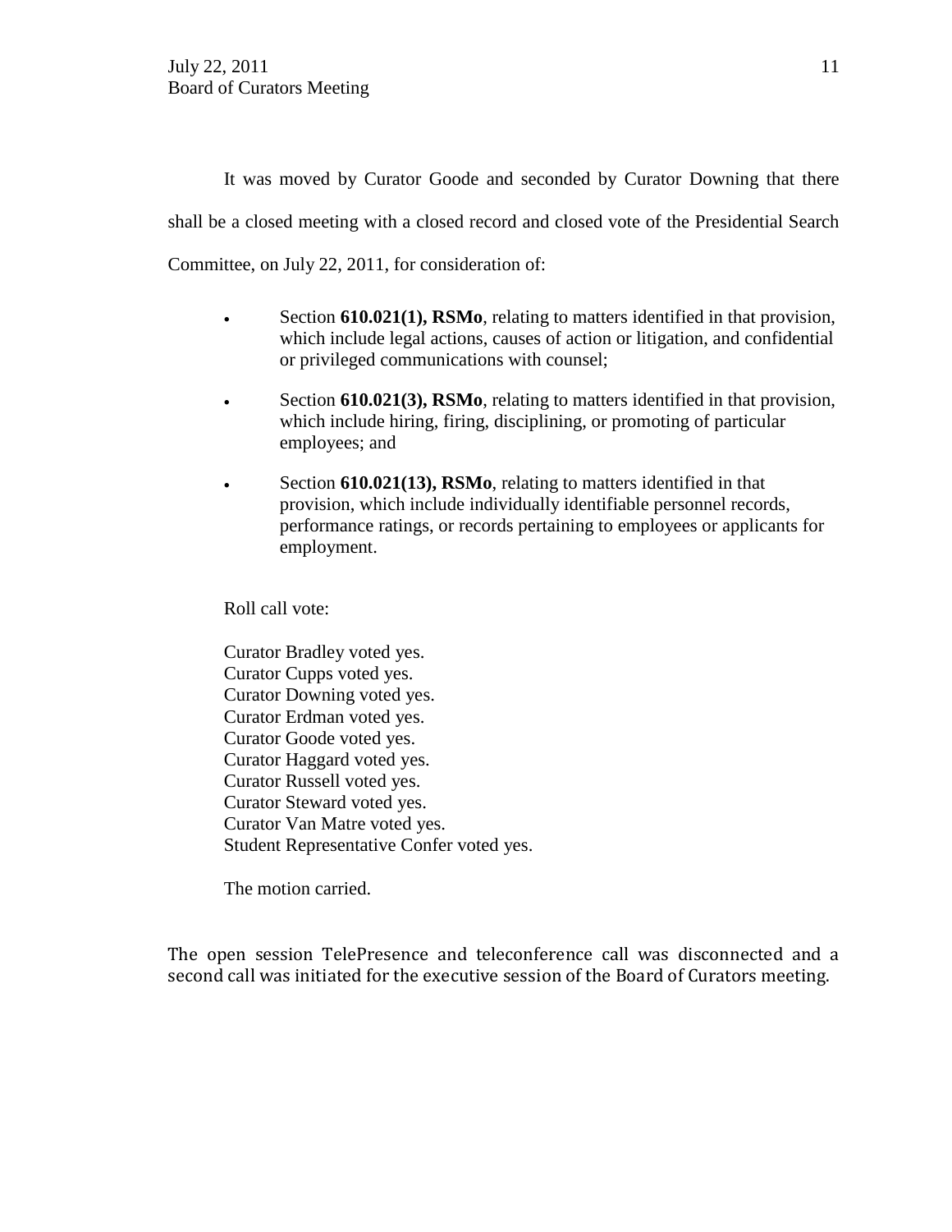It was moved by Curator Goode and seconded by Curator Downing that there shall be a closed meeting with a closed record and closed vote of the Presidential Search Committee, on July 22, 2011, for consideration of:

- Section **610.021(1), RSMo**, relating to matters identified in that provision, which include legal actions, causes of action or litigation, and confidential or privileged communications with counsel;
- Section **610.021(3), RSMo**, relating to matters identified in that provision, which include hiring, firing, disciplining, or promoting of particular employees; and
- Section **610.021(13), RSMo**, relating to matters identified in that provision, which include individually identifiable personnel records, performance ratings, or records pertaining to employees or applicants for employment.

Roll call vote:

Curator Bradley voted yes.
Curator Cupps voted yes.
Curator Downing voted yes.
Curator Erdman voted yes.
Curator Goode voted yes.
Curator Haggard voted yes.
Curator Russell voted yes.
Curator Steward voted yes.
Curator Van Matre voted yes.
Student Representative Confer voted yes.

The motion carried.

The open session TelePresence and teleconference call was disconnected and a second call was initiated for the executive session of the Board of Curators meeting.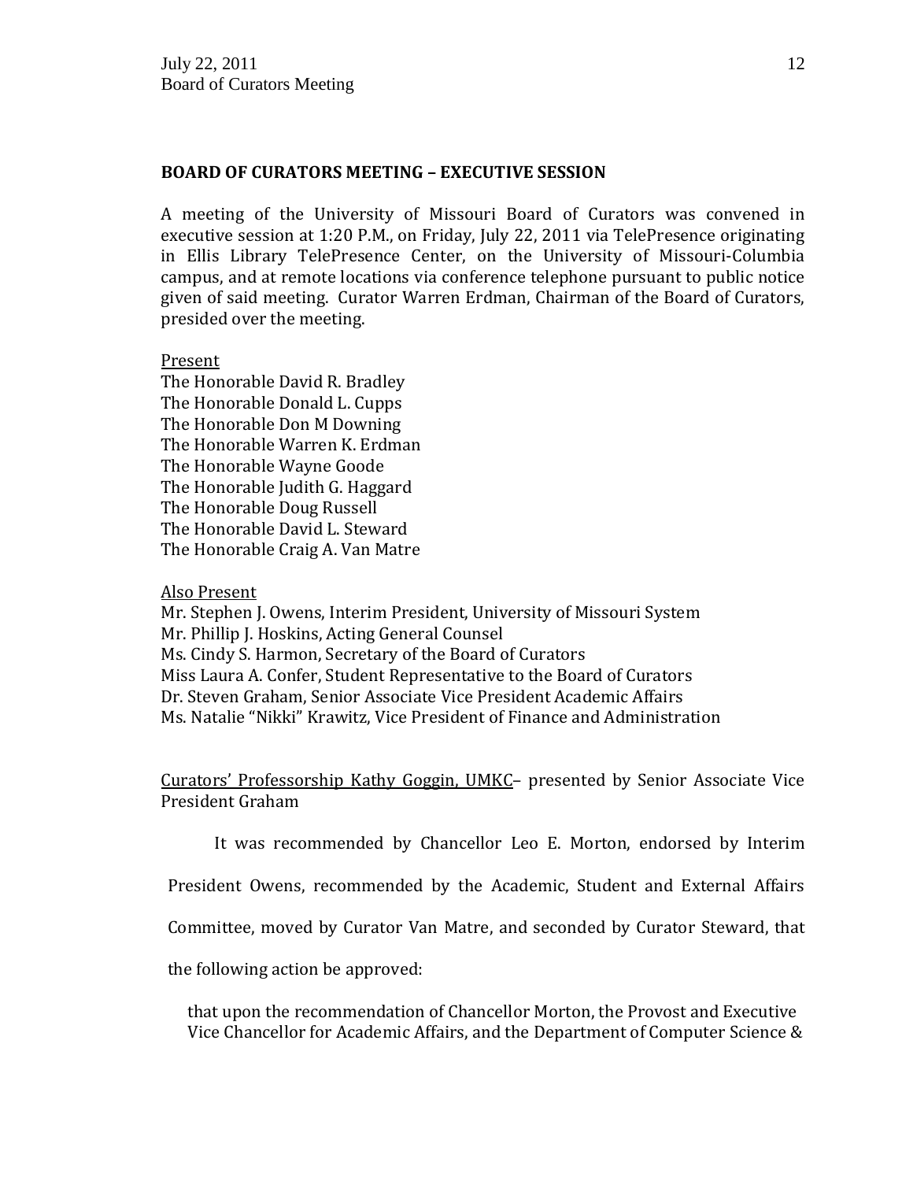**BOARD OF CURATORS MEETING – EXECUTIVE SESSION**

A meeting of the University of Missouri Board of Curators was convened in executive session at 1:20 P.M., on Friday, July 22, 2011 via TelePresence originating in Ellis Library TelePresence Center, on the University of Missouri-Columbia campus, and at remote locations via conference telephone pursuant to public notice given of said meeting. Curator Warren Erdman, Chairman of the Board of Curators, presided over the meeting.

Present

The Honorable David R. Bradley
The Honorable Donald L. Cupps
The Honorable Don M Downing
The Honorable Warren K. Erdman
The Honorable Wayne Goode
The Honorable Judith G. Haggard
The Honorable Doug Russell
The Honorable David L. Steward
The Honorable Craig A. Van Matre

Also Present

Mr. Stephen J. Owens, Interim President, University of Missouri System
Mr. Phillip J. Hoskins, Acting General Counsel
Ms. Cindy S. Harmon, Secretary of the Board of Curators
Miss Laura A. Confer, Student Representative to the Board of Curators
Dr. Steven Graham, Senior Associate Vice President Academic Affairs
Ms. Natalie "Nikki" Krawitz, Vice President of Finance and Administration

Curators' Professorship Kathy Goggin, UMKC– presented by Senior Associate Vice President Graham

It was recommended by Chancellor Leo E. Morton, endorsed by Interim President Owens, recommended by the Academic, Student and External Affairs Committee, moved by Curator Van Matre, and seconded by Curator Steward, that the following action be approved:

that upon the recommendation of Chancellor Morton, the Provost and Executive Vice Chancellor for Academic Affairs, and the Department of Computer Science &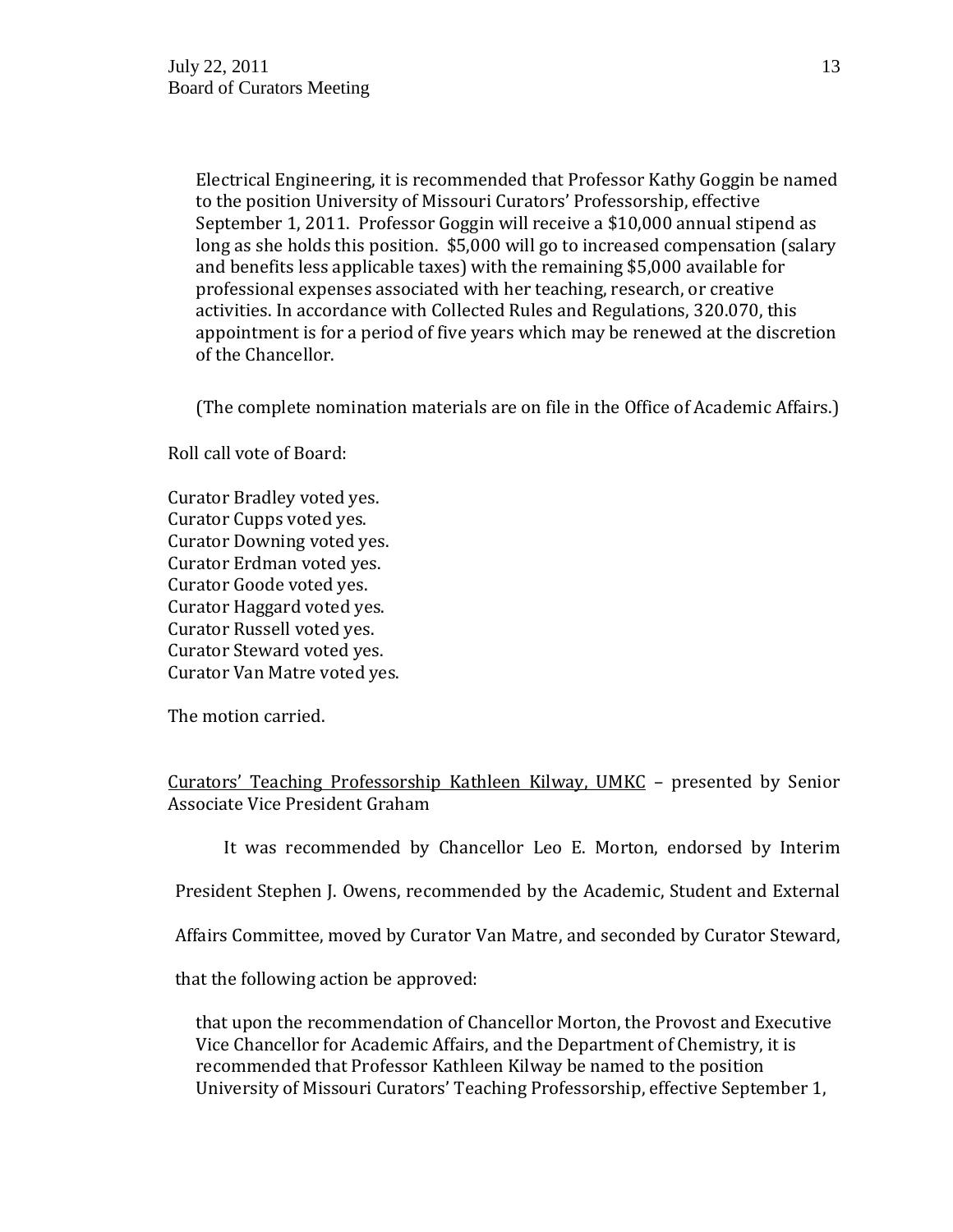Electrical Engineering, it is recommended that Professor Kathy Goggin be named to the position University of Missouri Curators' Professorship, effective September 1, 2011. Professor Goggin will receive a $10,000 annual stipend as long as she holds this position. $5,000 will go to increased compensation (salary and benefits less applicable taxes) with the remaining $5,000 available for professional expenses associated with her teaching, research, or creative activities. In accordance with Collected Rules and Regulations, 320.070, this appointment is for a period of five years which may be renewed at the discretion of the Chancellor.

(The complete nomination materials are on file in the Office of Academic Affairs.)

Roll call vote of Board:

Curator Bradley voted yes.
Curator Cupps voted yes.
Curator Downing voted yes.
Curator Erdman voted yes.
Curator Goode voted yes.
Curator Haggard voted yes.
Curator Russell voted yes.
Curator Steward voted yes.
Curator Van Matre voted yes.

The motion carried.

Curators' Teaching Professorship Kathleen Kilway, UMKC – presented by Senior Associate Vice President Graham

It was recommended by Chancellor Leo E. Morton, endorsed by Interim President Stephen J. Owens, recommended by the Academic, Student and External Affairs Committee, moved by Curator Van Matre, and seconded by Curator Steward, that the following action be approved:

that upon the recommendation of Chancellor Morton, the Provost and Executive Vice Chancellor for Academic Affairs, and the Department of Chemistry, it is recommended that Professor Kathleen Kilway be named to the position University of Missouri Curators' Teaching Professorship, effective September 1,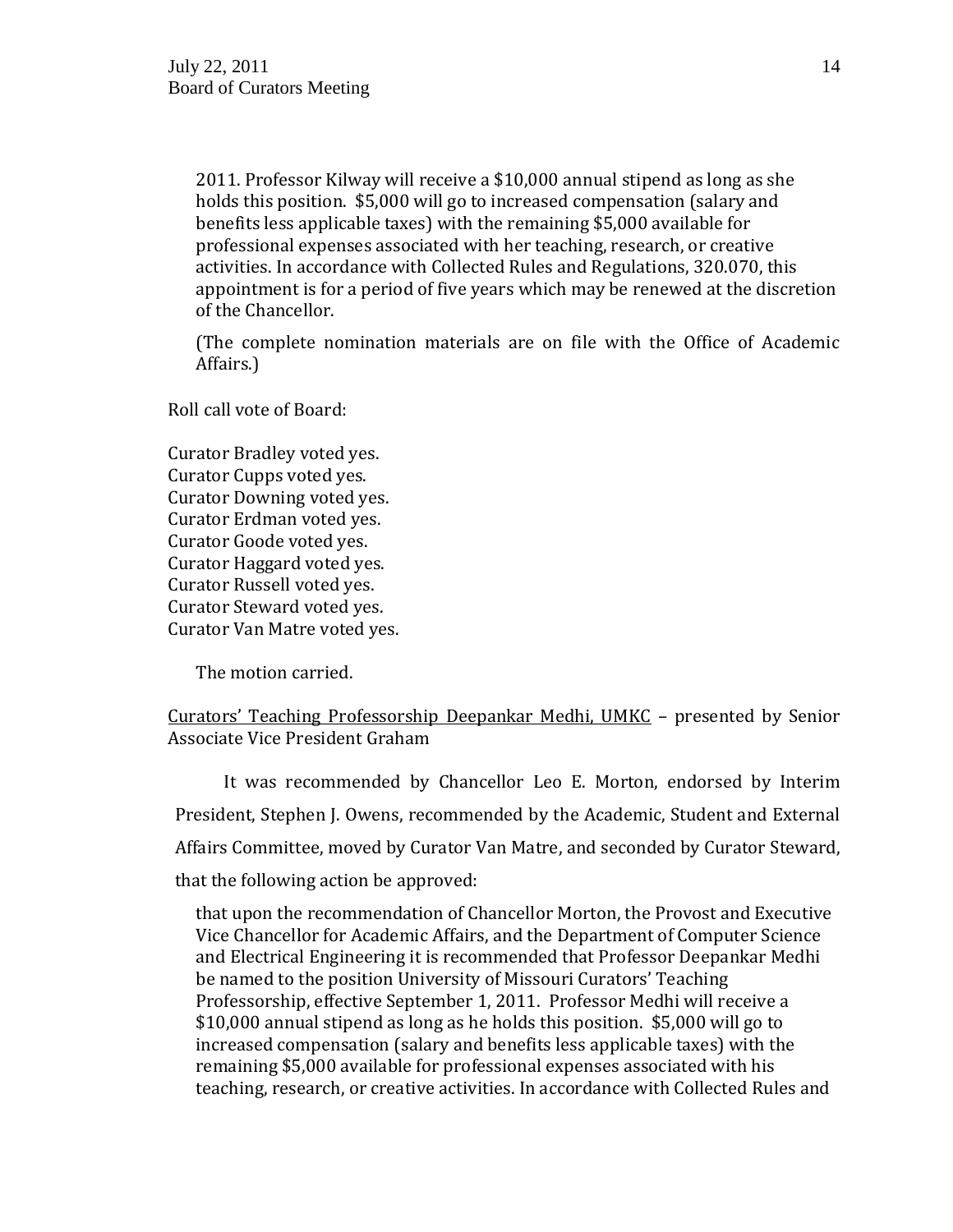2011. Professor Kilway will receive a $10,000 annual stipend as long as she holds this position. $5,000 will go to increased compensation (salary and benefits less applicable taxes) with the remaining $5,000 available for professional expenses associated with her teaching, research, or creative activities. In accordance with Collected Rules and Regulations, 320.070, this appointment is for a period of five years which may be renewed at the discretion of the Chancellor.

(The complete nomination materials are on file with the Office of Academic Affairs.)

Roll call vote of Board:

Curator Bradley voted yes.
Curator Cupps voted yes.
Curator Downing voted yes.
Curator Erdman voted yes.
Curator Goode voted yes.
Curator Haggard voted yes.
Curator Russell voted yes.
Curator Steward voted yes.
Curator Van Matre voted yes.

The motion carried.

<u>Curators' Teaching Professorship Deepankar Medhi, UMKC</u> – presented by Senior Associate Vice President Graham

It was recommended by Chancellor Leo E. Morton, endorsed by Interim President, Stephen J. Owens, recommended by the Academic, Student and External Affairs Committee, moved by Curator Van Matre, and seconded by Curator Steward, that the following action be approved:

that upon the recommendation of Chancellor Morton, the Provost and Executive Vice Chancellor for Academic Affairs, and the Department of Computer Science and Electrical Engineering it is recommended that Professor Deepankar Medhi be named to the position University of Missouri Curators' Teaching Professorship, effective September 1, 2011. Professor Medhi will receive a $10,000 annual stipend as long as he holds this position. $5,000 will go to increased compensation (salary and benefits less applicable taxes) with the remaining $5,000 available for professional expenses associated with his teaching, research, or creative activities. In accordance with Collected Rules and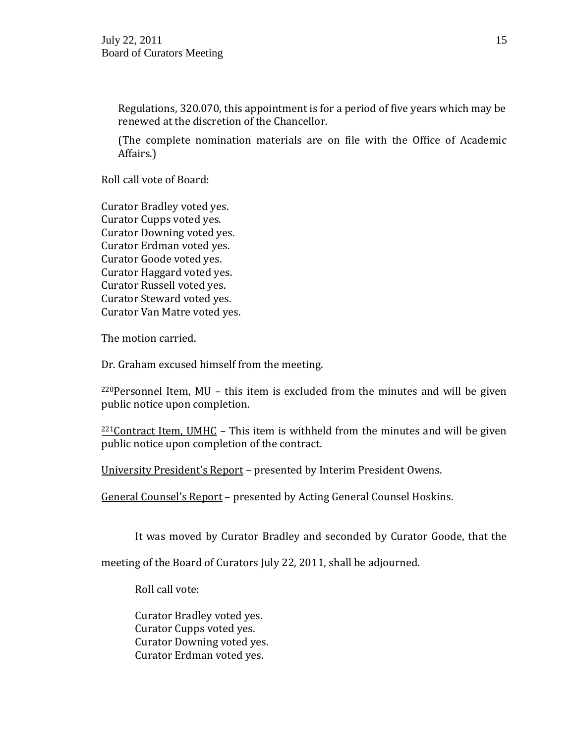Regulations, 320.070, this appointment is for a period of five years which may be renewed at the discretion of the Chancellor.

(The complete nomination materials are on file with the Office of Academic Affairs.)

Roll call vote of Board:

Curator Bradley voted yes.
Curator Cupps voted yes.
Curator Downing voted yes.
Curator Erdman voted yes.
Curator Goode voted yes.
Curator Haggard voted yes.
Curator Russell voted yes.
Curator Steward voted yes.
Curator Van Matre voted yes.

The motion carried.

Dr. Graham excused himself from the meeting.

[220]<u>Personnel Item, MU</u> – this item is excluded from the minutes and will be given public notice upon completion.

[221]<u>Contract Item, UMHC</u> – This item is withheld from the minutes and will be given public notice upon completion of the contract.

<u>University President's Report</u> – presented by Interim President Owens.

<u>General Counsel's Report</u> – presented by Acting General Counsel Hoskins.

It was moved by Curator Bradley and seconded by Curator Goode, that the meeting of the Board of Curators July 22, 2011, shall be adjourned.

Roll call vote:

Curator Bradley voted yes.
Curator Cupps voted yes.
Curator Downing voted yes.
Curator Erdman voted yes.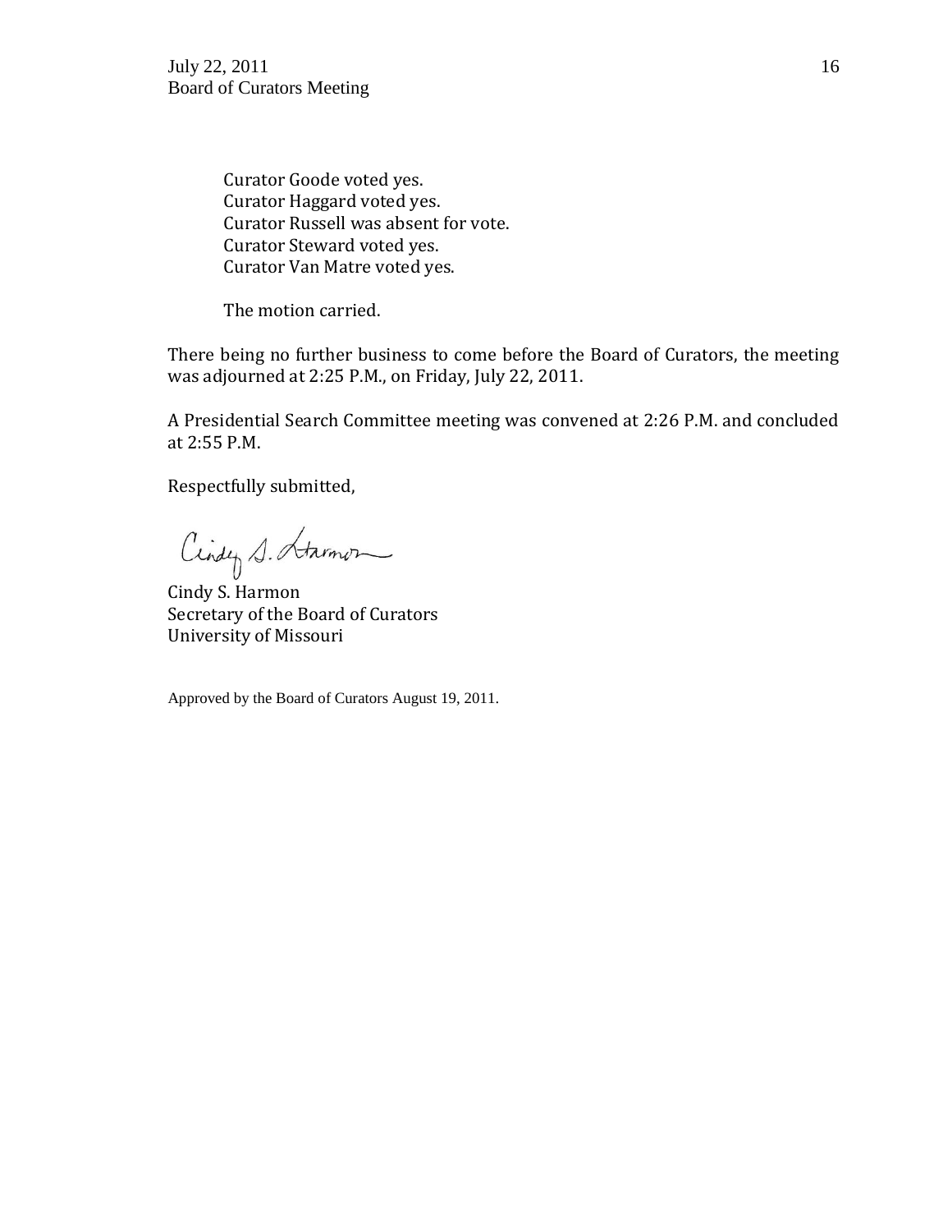Curator Goode voted yes.
Curator Haggard voted yes.
Curator Russell was absent for vote.
Curator Steward voted yes.
Curator Van Matre voted yes.

The motion carried.

There being no further business to come before the Board of Curators, the meeting was adjourned at 2:25 P.M., on Friday, July 22, 2011.

A Presidential Search Committee meeting was convened at 2:26 P.M. and concluded at 2:55 P.M.

Respectfully submitted,

Cindy S. Harmon
Secretary of the Board of Curators
University of Missouri

Approved by the Board of Curators August 19, 2011.